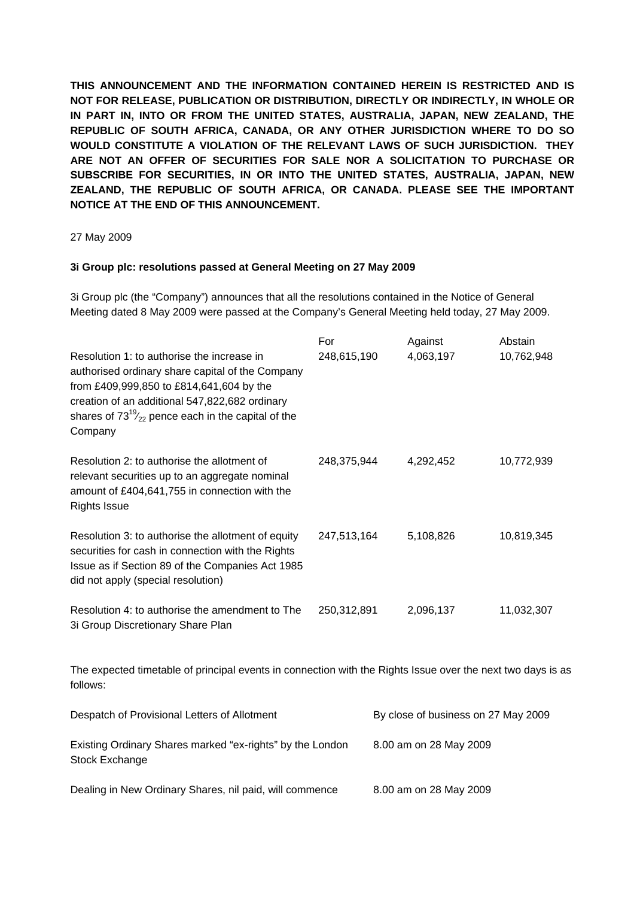**THIS ANNOUNCEMENT AND THE INFORMATION CONTAINED HEREIN IS RESTRICTED AND IS NOT FOR RELEASE, PUBLICATION OR DISTRIBUTION, DIRECTLY OR INDIRECTLY, IN WHOLE OR IN PART IN, INTO OR FROM THE UNITED STATES, AUSTRALIA, JAPAN, NEW ZEALAND, THE REPUBLIC OF SOUTH AFRICA, CANADA, OR ANY OTHER JURISDICTION WHERE TO DO SO WOULD CONSTITUTE A VIOLATION OF THE RELEVANT LAWS OF SUCH JURISDICTION. THEY ARE NOT AN OFFER OF SECURITIES FOR SALE NOR A SOLICITATION TO PURCHASE OR SUBSCRIBE FOR SECURITIES, IN OR INTO THE UNITED STATES, AUSTRALIA, JAPAN, NEW ZEALAND, THE REPUBLIC OF SOUTH AFRICA, OR CANADA. PLEASE SEE THE IMPORTANT NOTICE AT THE END OF THIS ANNOUNCEMENT.**

27 May 2009

**3i Group plc: resolutions passed at General Meeting on 27 May 2009**

3i Group plc (the "Company") announces that all the resolutions contained in the Notice of General Meeting dated 8 May 2009 were passed at the Company's General Meeting held today, 27 May 2009.

| | For | Against | Abstain |
|---|---|---|---|
| Resolution 1: to authorise the increase in authorised ordinary share capital of the Company from £409,999,850 to £814,641,604 by the creation of an additional 547,822,682 ordinary shares of $73^{19}/_{22}$ pence each in the capital of the Company | 248,615,190 | 4,063,197 | 10,762,948 |
| Resolution 2: to authorise the allotment of relevant securities up to an aggregate nominal amount of £404,641,755 in connection with the Rights Issue | 248,375,944 | 4,292,452 | 10,772,939 |
| Resolution 3: to authorise the allotment of equity securities for cash in connection with the Rights Issue as if Section 89 of the Companies Act 1985 did not apply (special resolution) | 247,513,164 | 5,108,826 | 10,819,345 |
| Resolution 4: to authorise the amendment to The 3i Group Discretionary Share Plan | 250,312,891 | 2,096,137 | 11,032,307 |

The expected timetable of principal events in connection with the Rights Issue over the next two days is as follows:

| | |
|---|---|
| Despatch of Provisional Letters of Allotment | By close of business on 27 May 2009 |
| Existing Ordinary Shares marked "ex-rights" by the London Stock Exchange | 8.00 am on 28 May 2009 |
| Dealing in New Ordinary Shares, nil paid, will commence | 8.00 am on 28 May 2009 |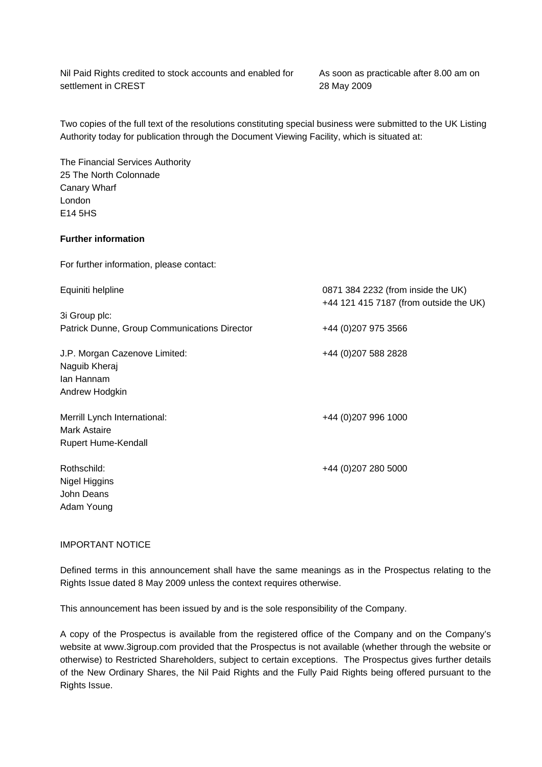| | |
|---|---|
| Nil Paid Rights credited to stock accounts and enabled for settlement in CREST | As soon as practicable after 8.00 am on 28 May 2009 |

Two copies of the full text of the resolutions constituting special business were submitted to the UK Listing Authority today for publication through the Document Viewing Facility, which is situated at:

The Financial Services Authority
25 The North Colonnade
Canary Wharf
London
E14 5HS

**Further information**

For further information, please contact:

| | |
|---|---|
| Equiniti helpline | 0871 384 2232 (from inside the UK)<br>+44 121 415 7187 (from outside the UK) |
| 3i Group plc:<br>Patrick Dunne, Group Communications Director | +44 (0)207 975 3566 |
| J.P. Morgan Cazenove Limited:<br>Naguib Kheraj<br>Ian Hannam<br>Andrew Hodgkin | +44 (0)207 588 2828 |
| Merrill Lynch International:<br>Mark Astaire<br>Rupert Hume-Kendall | +44 (0)207 996 1000 |
| Rothschild:<br>Nigel Higgins<br>John Deans<br>Adam Young | +44 (0)207 280 5000 |

IMPORTANT NOTICE

Defined terms in this announcement shall have the same meanings as in the Prospectus relating to the Rights Issue dated 8 May 2009 unless the context requires otherwise.

This announcement has been issued by and is the sole responsibility of the Company.

A copy of the Prospectus is available from the registered office of the Company and on the Company's website at www.3igroup.com provided that the Prospectus is not available (whether through the website or otherwise) to Restricted Shareholders, subject to certain exceptions. The Prospectus gives further details of the New Ordinary Shares, the Nil Paid Rights and the Fully Paid Rights being offered pursuant to the Rights Issue.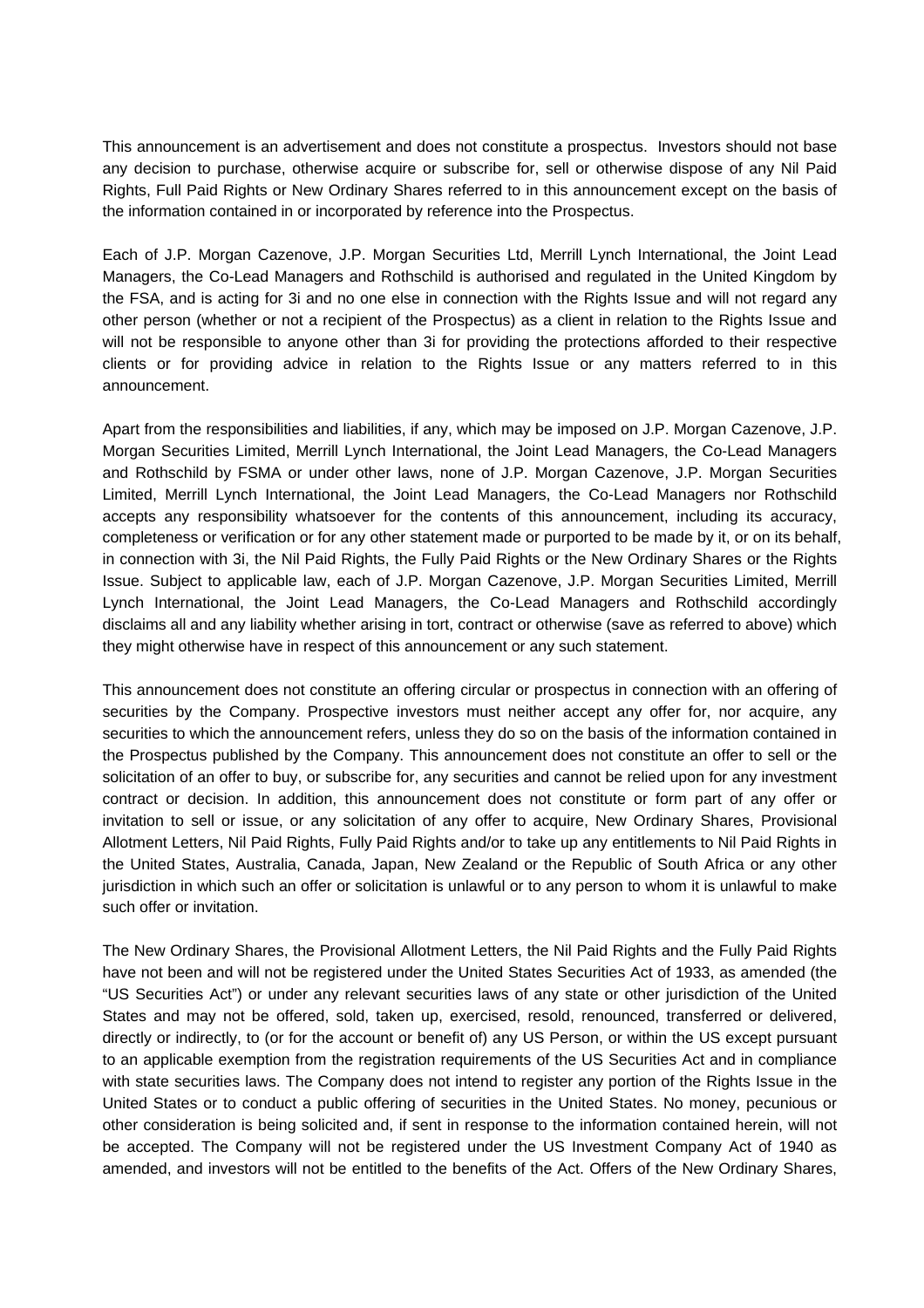This announcement is an advertisement and does not constitute a prospectus. Investors should not base any decision to purchase, otherwise acquire or subscribe for, sell or otherwise dispose of any Nil Paid Rights, Full Paid Rights or New Ordinary Shares referred to in this announcement except on the basis of the information contained in or incorporated by reference into the Prospectus.

Each of J.P. Morgan Cazenove, J.P. Morgan Securities Ltd, Merrill Lynch International, the Joint Lead Managers, the Co-Lead Managers and Rothschild is authorised and regulated in the United Kingdom by the FSA, and is acting for 3i and no one else in connection with the Rights Issue and will not regard any other person (whether or not a recipient of the Prospectus) as a client in relation to the Rights Issue and will not be responsible to anyone other than 3i for providing the protections afforded to their respective clients or for providing advice in relation to the Rights Issue or any matters referred to in this announcement.

Apart from the responsibilities and liabilities, if any, which may be imposed on J.P. Morgan Cazenove, J.P. Morgan Securities Limited, Merrill Lynch International, the Joint Lead Managers, the Co-Lead Managers and Rothschild by FSMA or under other laws, none of J.P. Morgan Cazenove, J.P. Morgan Securities Limited, Merrill Lynch International, the Joint Lead Managers, the Co-Lead Managers nor Rothschild accepts any responsibility whatsoever for the contents of this announcement, including its accuracy, completeness or verification or for any other statement made or purported to be made by it, or on its behalf, in connection with 3i, the Nil Paid Rights, the Fully Paid Rights or the New Ordinary Shares or the Rights Issue. Subject to applicable law, each of J.P. Morgan Cazenove, J.P. Morgan Securities Limited, Merrill Lynch International, the Joint Lead Managers, the Co-Lead Managers and Rothschild accordingly disclaims all and any liability whether arising in tort, contract or otherwise (save as referred to above) which they might otherwise have in respect of this announcement or any such statement.

This announcement does not constitute an offering circular or prospectus in connection with an offering of securities by the Company. Prospective investors must neither accept any offer for, nor acquire, any securities to which the announcement refers, unless they do so on the basis of the information contained in the Prospectus published by the Company. This announcement does not constitute an offer to sell or the solicitation of an offer to buy, or subscribe for, any securities and cannot be relied upon for any investment contract or decision. In addition, this announcement does not constitute or form part of any offer or invitation to sell or issue, or any solicitation of any offer to acquire, New Ordinary Shares, Provisional Allotment Letters, Nil Paid Rights, Fully Paid Rights and/or to take up any entitlements to Nil Paid Rights in the United States, Australia, Canada, Japan, New Zealand or the Republic of South Africa or any other jurisdiction in which such an offer or solicitation is unlawful or to any person to whom it is unlawful to make such offer or invitation.

The New Ordinary Shares, the Provisional Allotment Letters, the Nil Paid Rights and the Fully Paid Rights have not been and will not be registered under the United States Securities Act of 1933, as amended (the "US Securities Act") or under any relevant securities laws of any state or other jurisdiction of the United States and may not be offered, sold, taken up, exercised, resold, renounced, transferred or delivered, directly or indirectly, to (or for the account or benefit of) any US Person, or within the US except pursuant to an applicable exemption from the registration requirements of the US Securities Act and in compliance with state securities laws. The Company does not intend to register any portion of the Rights Issue in the United States or to conduct a public offering of securities in the United States. No money, pecunious or other consideration is being solicited and, if sent in response to the information contained herein, will not be accepted. The Company will not be registered under the US Investment Company Act of 1940 as amended, and investors will not be entitled to the benefits of the Act. Offers of the New Ordinary Shares,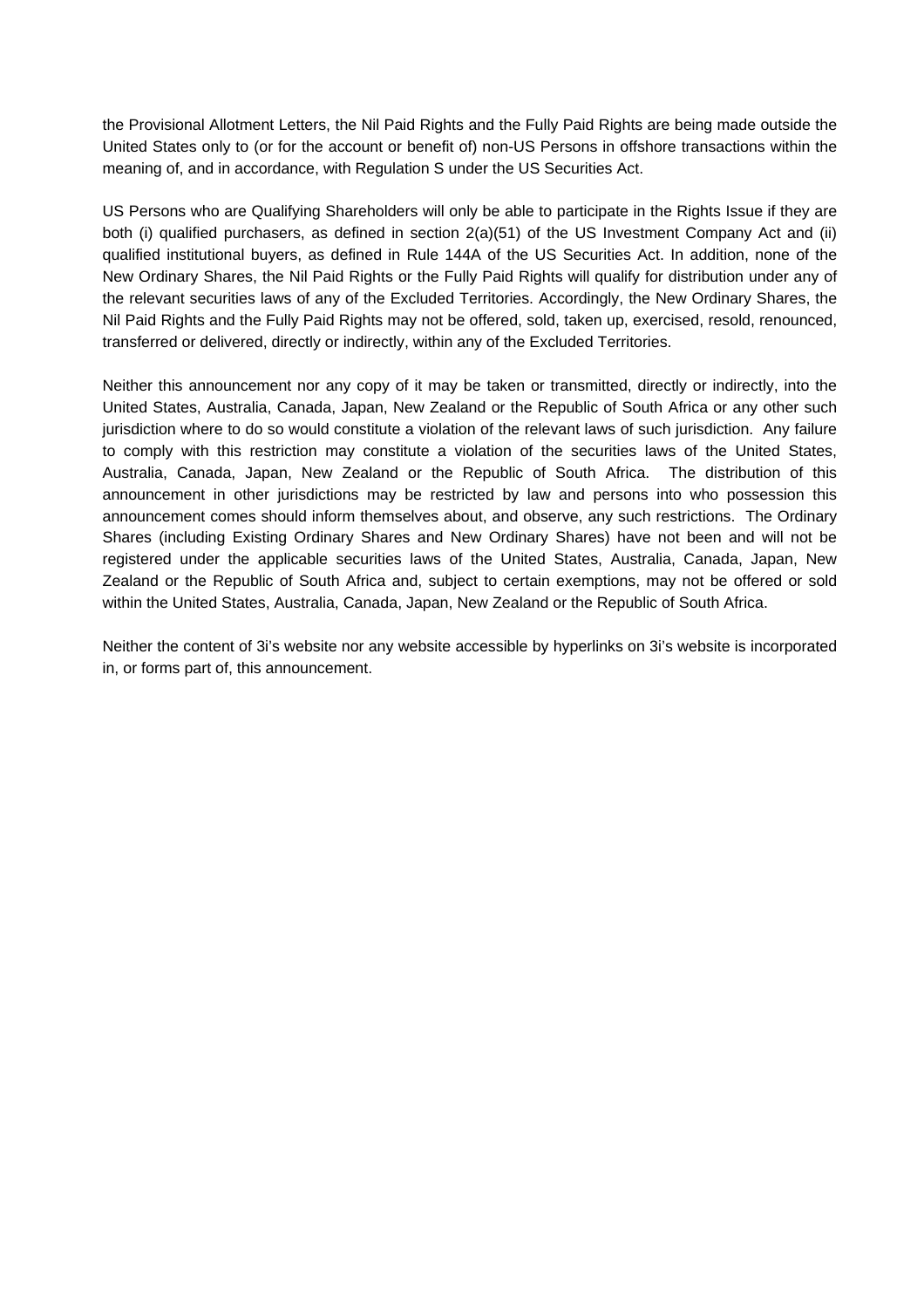the Provisional Allotment Letters, the Nil Paid Rights and the Fully Paid Rights are being made outside the United States only to (or for the account or benefit of) non-US Persons in offshore transactions within the meaning of, and in accordance, with Regulation S under the US Securities Act.

US Persons who are Qualifying Shareholders will only be able to participate in the Rights Issue if they are both (i) qualified purchasers, as defined in section 2(a)(51) of the US Investment Company Act and (ii) qualified institutional buyers, as defined in Rule 144A of the US Securities Act. In addition, none of the New Ordinary Shares, the Nil Paid Rights or the Fully Paid Rights will qualify for distribution under any of the relevant securities laws of any of the Excluded Territories. Accordingly, the New Ordinary Shares, the Nil Paid Rights and the Fully Paid Rights may not be offered, sold, taken up, exercised, resold, renounced, transferred or delivered, directly or indirectly, within any of the Excluded Territories.

Neither this announcement nor any copy of it may be taken or transmitted, directly or indirectly, into the United States, Australia, Canada, Japan, New Zealand or the Republic of South Africa or any other such jurisdiction where to do so would constitute a violation of the relevant laws of such jurisdiction. Any failure to comply with this restriction may constitute a violation of the securities laws of the United States, Australia, Canada, Japan, New Zealand or the Republic of South Africa. The distribution of this announcement in other jurisdictions may be restricted by law and persons into who possession this announcement comes should inform themselves about, and observe, any such restrictions. The Ordinary Shares (including Existing Ordinary Shares and New Ordinary Shares) have not been and will not be registered under the applicable securities laws of the United States, Australia, Canada, Japan, New Zealand or the Republic of South Africa and, subject to certain exemptions, may not be offered or sold within the United States, Australia, Canada, Japan, New Zealand or the Republic of South Africa.

Neither the content of 3i's website nor any website accessible by hyperlinks on 3i's website is incorporated in, or forms part of, this announcement.